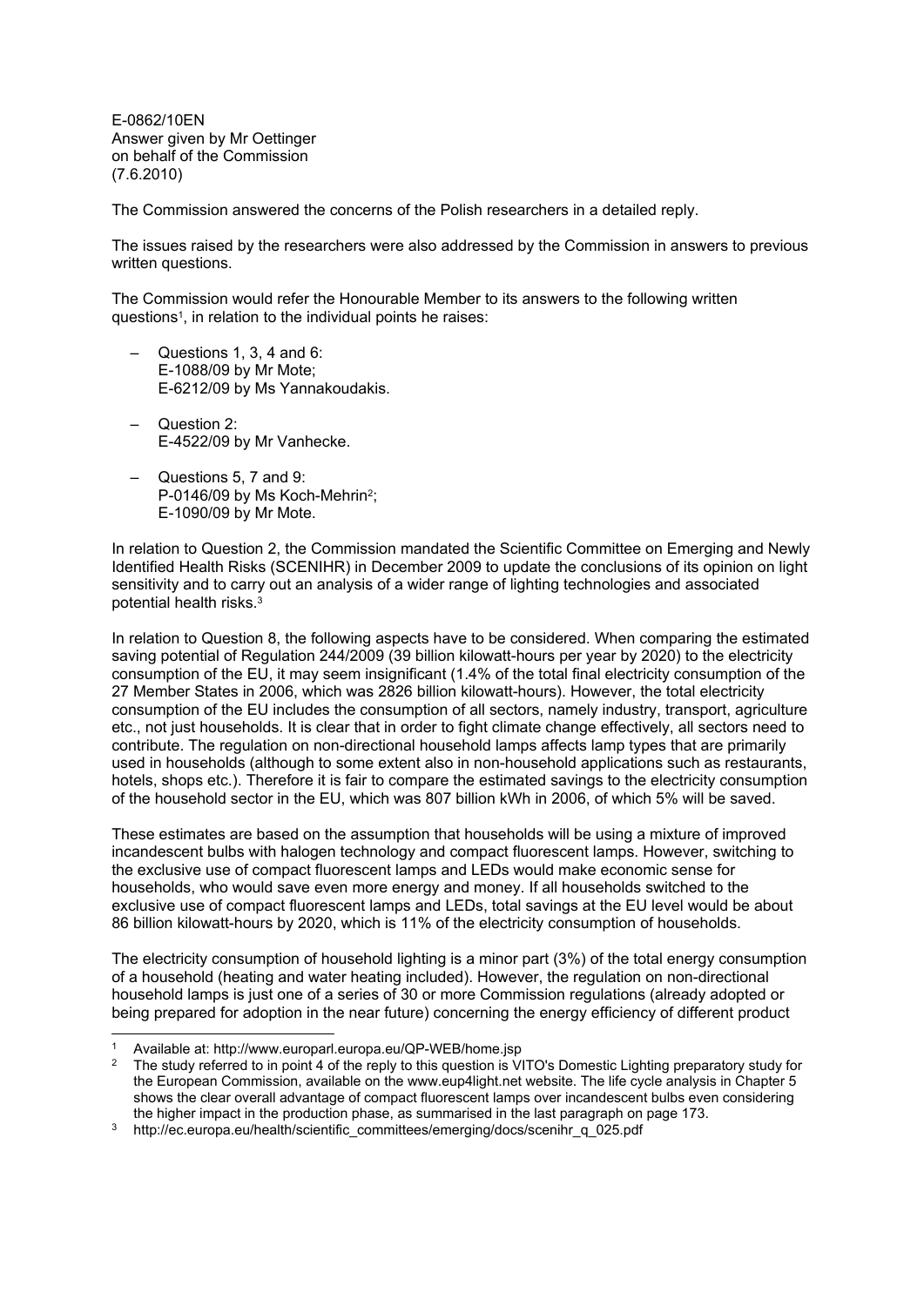E-0862/10EN
Answer given by Mr Oettinger
on behalf of the Commission
(7.6.2010)

The Commission answered the concerns of the Polish researchers in a detailed reply.

The issues raised by the researchers were also addressed by the Commission in answers to previous written questions.

The Commission would refer the Honourable Member to its answers to the following written questions[1], in relation to the individual points he raises:

- Questions 1, 3, 4 and 6:
  E-1088/09 by Mr Mote;
  E-6212/09 by Ms Yannakoudakis.
- Question 2:
  E-4522/09 by Mr Vanhecke.
- Questions 5, 7 and 9:
  P-0146/09 by Ms Koch-Mehrin[2];
  E-1090/09 by Mr Mote.

In relation to Question 2, the Commission mandated the Scientific Committee on Emerging and Newly Identified Health Risks (SCENIHR) in December 2009 to update the conclusions of its opinion on light sensitivity and to carry out an analysis of a wider range of lighting technologies and associated potential health risks.[3]

In relation to Question 8, the following aspects have to be considered. When comparing the estimated saving potential of Regulation 244/2009 (39 billion kilowatt-hours per year by 2020) to the electricity consumption of the EU, it may seem insignificant (1.4% of the total final electricity consumption of the 27 Member States in 2006, which was 2826 billion kilowatt-hours). However, the total electricity consumption of the EU includes the consumption of all sectors, namely industry, transport, agriculture etc., not just households. It is clear that in order to fight climate change effectively, all sectors need to contribute. The regulation on non-directional household lamps affects lamp types that are primarily used in households (although to some extent also in non-household applications such as restaurants, hotels, shops etc.). Therefore it is fair to compare the estimated savings to the electricity consumption of the household sector in the EU, which was 807 billion kWh in 2006, of which 5% will be saved.

These estimates are based on the assumption that households will be using a mixture of improved incandescent bulbs with halogen technology and compact fluorescent lamps. However, switching to the exclusive use of compact fluorescent lamps and LEDs would make economic sense for households, who would save even more energy and money. If all households switched to the exclusive use of compact fluorescent lamps and LEDs, total savings at the EU level would be about 86 billion kilowatt-hours by 2020, which is 11% of the electricity consumption of households.

The electricity consumption of household lighting is a minor part (3%) of the total energy consumption of a household (heating and water heating included). However, the regulation on non-directional household lamps is just one of a series of 30 or more Commission regulations (already adopted or being prepared for adoption in the near future) concerning the energy efficiency of different product

[1] Available at: http://www.europarl.europa.eu/QP-WEB/home.jsp

[2] The study referred to in point 4 of the reply to this question is VITO's Domestic Lighting preparatory study for the European Commission, available on the www.eup4light.net website. The life cycle analysis in Chapter 5 shows the clear overall advantage of compact fluorescent lamps over incandescent bulbs even considering the higher impact in the production phase, as summarised in the last paragraph on page 173.

[3] http://ec.europa.eu/health/scientific_committees/emerging/docs/scenihr_q_025.pdf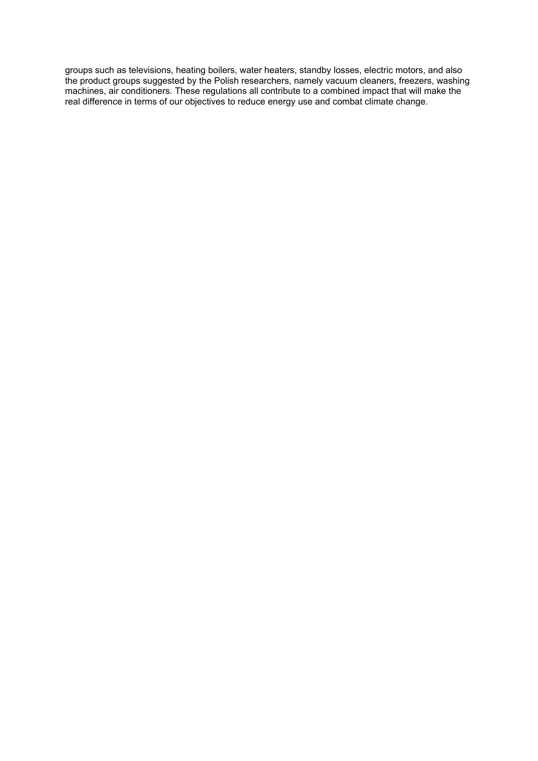groups such as televisions, heating boilers, water heaters, standby losses, electric motors, and also the product groups suggested by the Polish researchers, namely vacuum cleaners, freezers, washing machines, air conditioners. These regulations all contribute to a combined impact that will make the real difference in terms of our objectives to reduce energy use and combat climate change.